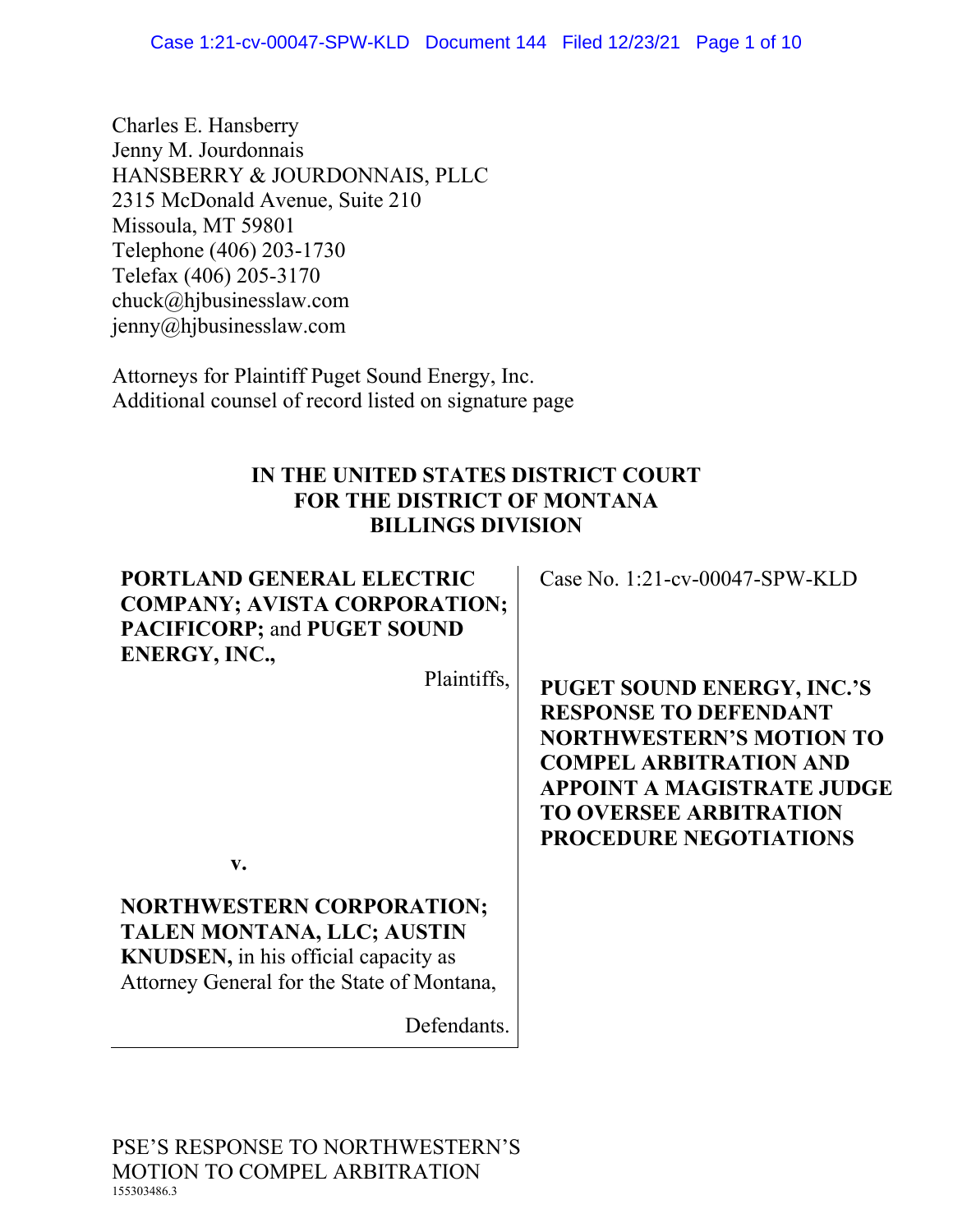Charles E. Hansberry
Jenny M. Jourdonnais
HANSBERRY & JOURDONNAIS, PLLC
2315 McDonald Avenue, Suite 210
Missoula, MT 59801
Telephone (406) 203-1730
Telefax (406) 205-3170
chuck@hjbusinesslaw.com
jenny@hjbusinesslaw.com

Attorneys for Plaintiff Puget Sound Energy, Inc.
Additional counsel of record listed on signature page

**IN THE UNITED STATES DISTRICT COURT**
**FOR THE DISTRICT OF MONTANA**
**BILLINGS DIVISION**

**PORTLAND GENERAL ELECTRIC COMPANY; AVISTA CORPORATION; PACIFICORP;** and **PUGET SOUND ENERGY, INC.,**

Plaintiffs,

**v.**

**NORTHWESTERN CORPORATION; TALEN MONTANA, LLC; AUSTIN KNUDSEN,** in his official capacity as Attorney General for the State of Montana,

Defendants.

Case No. 1:21-cv-00047-SPW-KLD

**PUGET SOUND ENERGY, INC.'S RESPONSE TO DEFENDANT NORTHWESTERN'S MOTION TO COMPEL ARBITRATION AND APPOINT A MAGISTRATE JUDGE TO OVERSEE ARBITRATION PROCEDURE NEGOTIATIONS**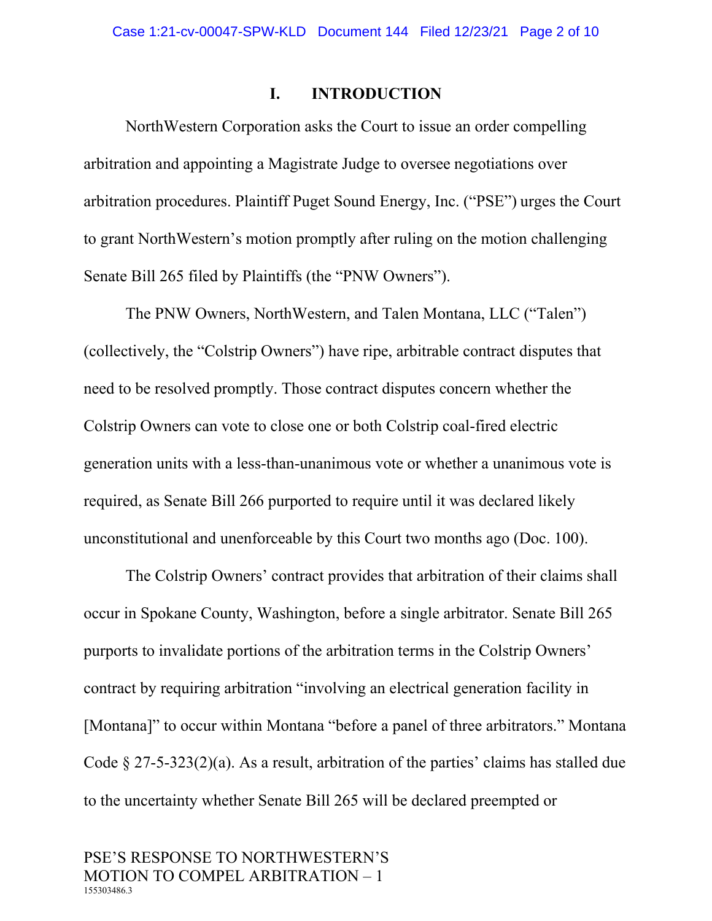## I. INTRODUCTION

NorthWestern Corporation asks the Court to issue an order compelling arbitration and appointing a Magistrate Judge to oversee negotiations over arbitration procedures. Plaintiff Puget Sound Energy, Inc. ("PSE") urges the Court to grant NorthWestern's motion promptly after ruling on the motion challenging Senate Bill 265 filed by Plaintiffs (the "PNW Owners").

The PNW Owners, NorthWestern, and Talen Montana, LLC ("Talen") (collectively, the "Colstrip Owners") have ripe, arbitrable contract disputes that need to be resolved promptly. Those contract disputes concern whether the Colstrip Owners can vote to close one or both Colstrip coal-fired electric generation units with a less-than-unanimous vote or whether a unanimous vote is required, as Senate Bill 266 purported to require until it was declared likely unconstitutional and unenforceable by this Court two months ago (Doc. 100).

The Colstrip Owners' contract provides that arbitration of their claims shall occur in Spokane County, Washington, before a single arbitrator. Senate Bill 265 purports to invalidate portions of the arbitration terms in the Colstrip Owners' contract by requiring arbitration "involving an electrical generation facility in [Montana]" to occur within Montana "before a panel of three arbitrators." Montana Code § 27-5-323(2)(a). As a result, arbitration of the parties' claims has stalled due to the uncertainty whether Senate Bill 265 will be declared preempted or

PSE'S RESPONSE TO NORTHWESTERN'S MOTION TO COMPEL ARBITRATION – 1
155303486.3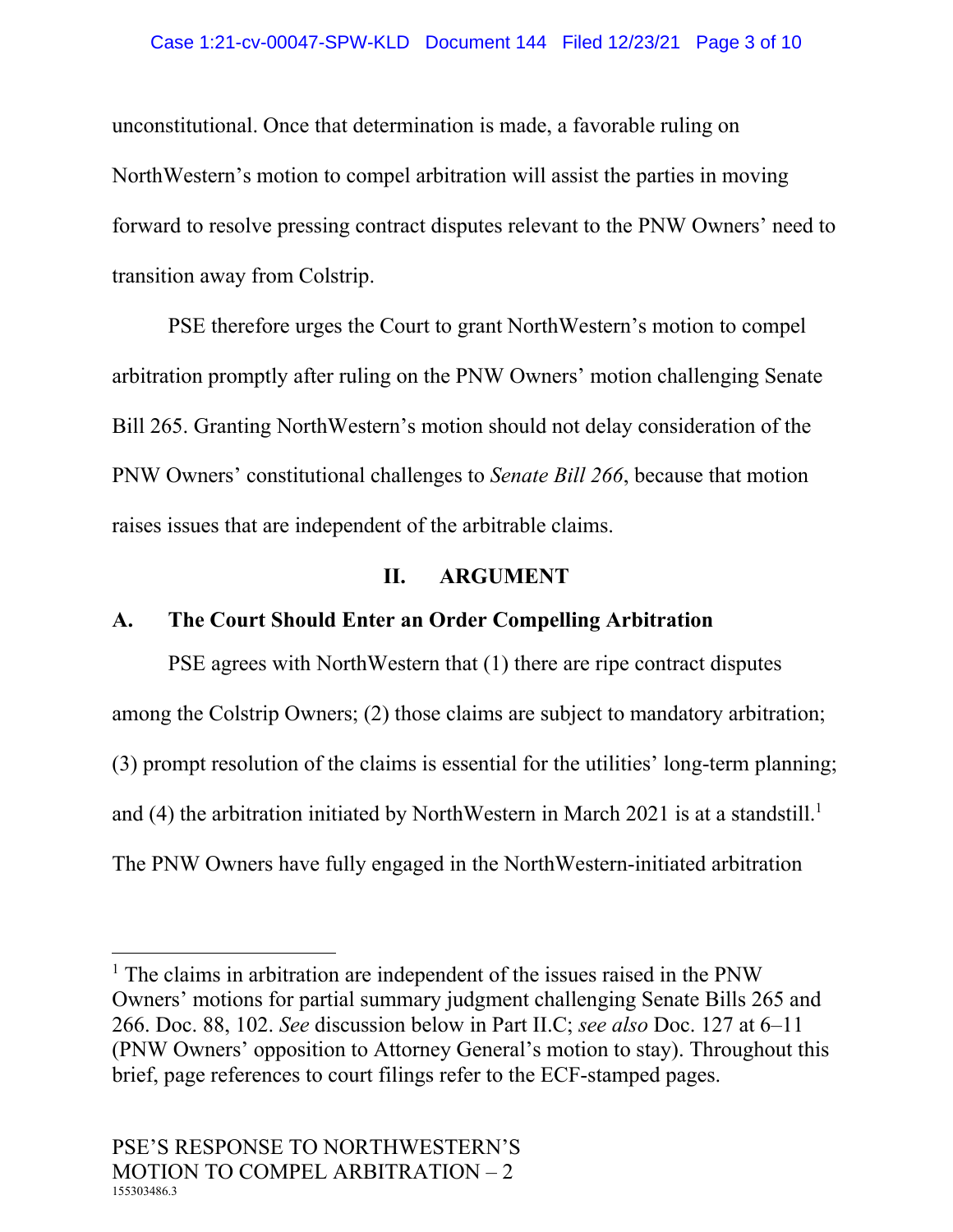unconstitutional. Once that determination is made, a favorable ruling on NorthWestern's motion to compel arbitration will assist the parties in moving forward to resolve pressing contract disputes relevant to the PNW Owners' need to transition away from Colstrip.

PSE therefore urges the Court to grant NorthWestern's motion to compel arbitration promptly after ruling on the PNW Owners' motion challenging Senate Bill 265. Granting NorthWestern's motion should not delay consideration of the PNW Owners' constitutional challenges to *Senate Bill 266*, because that motion raises issues that are independent of the arbitrable claims.

## II. ARGUMENT

### A. The Court Should Enter an Order Compelling Arbitration

PSE agrees with NorthWestern that (1) there are ripe contract disputes among the Colstrip Owners; (2) those claims are subject to mandatory arbitration; (3) prompt resolution of the claims is essential for the utilities' long-term planning; and (4) the arbitration initiated by NorthWestern in March 2021 is at a standstill.[1] The PNW Owners have fully engaged in the NorthWestern-initiated arbitration

---

[1] The claims in arbitration are independent of the issues raised in the PNW Owners' motions for partial summary judgment challenging Senate Bills 265 and 266. Doc. 88, 102. *See* discussion below in Part II.C; *see also* Doc. 127 at 6–11 (PNW Owners' opposition to Attorney General's motion to stay). Throughout this brief, page references to court filings refer to the ECF-stamped pages.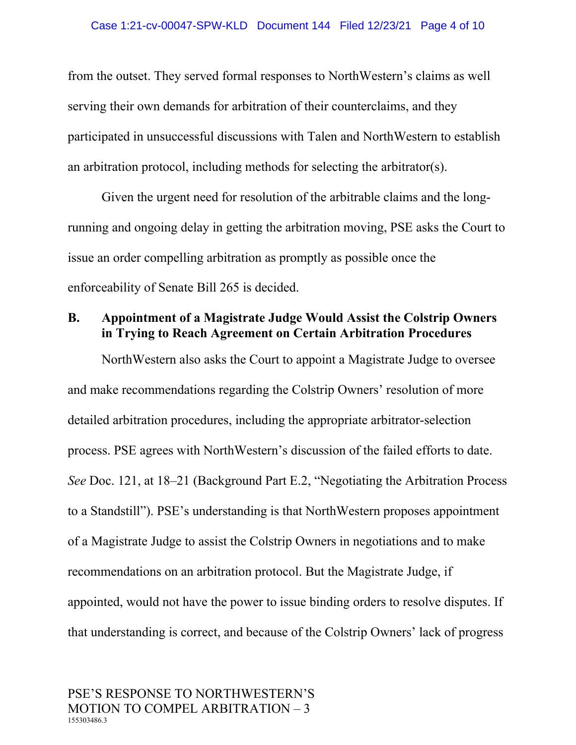from the outset. They served formal responses to NorthWestern's claims as well serving their own demands for arbitration of their counterclaims, and they participated in unsuccessful discussions with Talen and NorthWestern to establish an arbitration protocol, including methods for selecting the arbitrator(s).

Given the urgent need for resolution of the arbitrable claims and the long-running and ongoing delay in getting the arbitration moving, PSE asks the Court to issue an order compelling arbitration as promptly as possible once the enforceability of Senate Bill 265 is decided.

### B. Appointment of a Magistrate Judge Would Assist the Colstrip Owners in Trying to Reach Agreement on Certain Arbitration Procedures

NorthWestern also asks the Court to appoint a Magistrate Judge to oversee and make recommendations regarding the Colstrip Owners' resolution of more detailed arbitration procedures, including the appropriate arbitrator-selection process. PSE agrees with NorthWestern's discussion of the failed efforts to date. *See* Doc. 121, at 18–21 (Background Part E.2, "Negotiating the Arbitration Process to a Standstill"). PSE's understanding is that NorthWestern proposes appointment of a Magistrate Judge to assist the Colstrip Owners in negotiations and to make recommendations on an arbitration protocol. But the Magistrate Judge, if appointed, would not have the power to issue binding orders to resolve disputes. If that understanding is correct, and because of the Colstrip Owners' lack of progress

PSE'S RESPONSE TO NORTHWESTERN'S MOTION TO COMPEL ARBITRATION – 3
155303486.3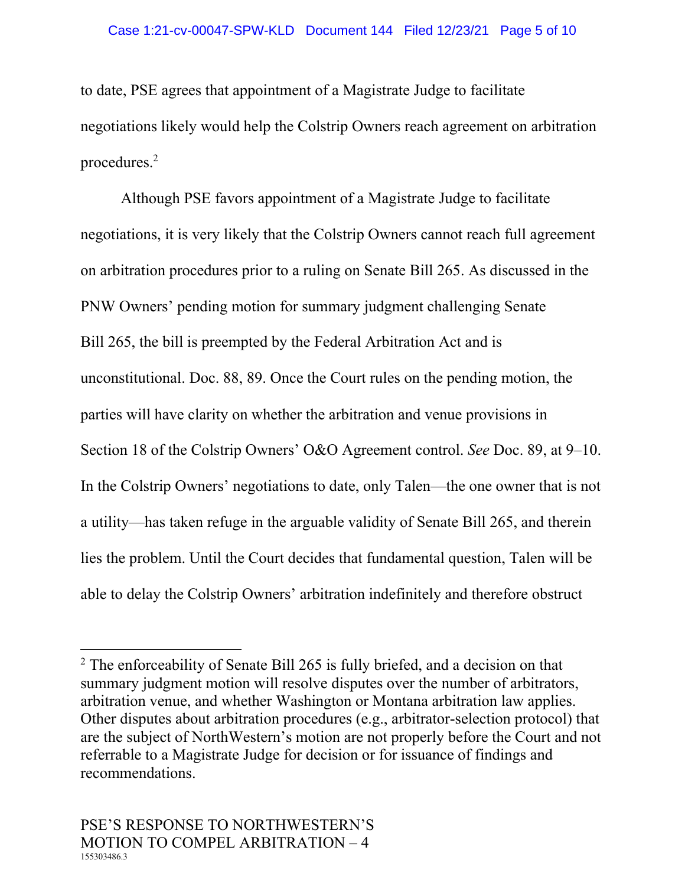to date, PSE agrees that appointment of a Magistrate Judge to facilitate negotiations likely would help the Colstrip Owners reach agreement on arbitration procedures.[2]

Although PSE favors appointment of a Magistrate Judge to facilitate negotiations, it is very likely that the Colstrip Owners cannot reach full agreement on arbitration procedures prior to a ruling on Senate Bill 265. As discussed in the PNW Owners' pending motion for summary judgment challenging Senate Bill 265, the bill is preempted by the Federal Arbitration Act and is unconstitutional. Doc. 88, 89. Once the Court rules on the pending motion, the parties will have clarity on whether the arbitration and venue provisions in Section 18 of the Colstrip Owners' O&O Agreement control. *See* Doc. 89, at 9–10. In the Colstrip Owners' negotiations to date, only Talen—the one owner that is not a utility—has taken refuge in the arguable validity of Senate Bill 265, and therein lies the problem. Until the Court decides that fundamental question, Talen will be able to delay the Colstrip Owners' arbitration indefinitely and therefore obstruct

[2] The enforceability of Senate Bill 265 is fully briefed, and a decision on that summary judgment motion will resolve disputes over the number of arbitrators, arbitration venue, and whether Washington or Montana arbitration law applies. Other disputes about arbitration procedures (e.g., arbitrator-selection protocol) that are the subject of NorthWestern's motion are not properly before the Court and not referrable to a Magistrate Judge for decision or for issuance of findings and recommendations.

PSE'S RESPONSE TO NORTHWESTERN'S MOTION TO COMPEL ARBITRATION – 4
155303486.3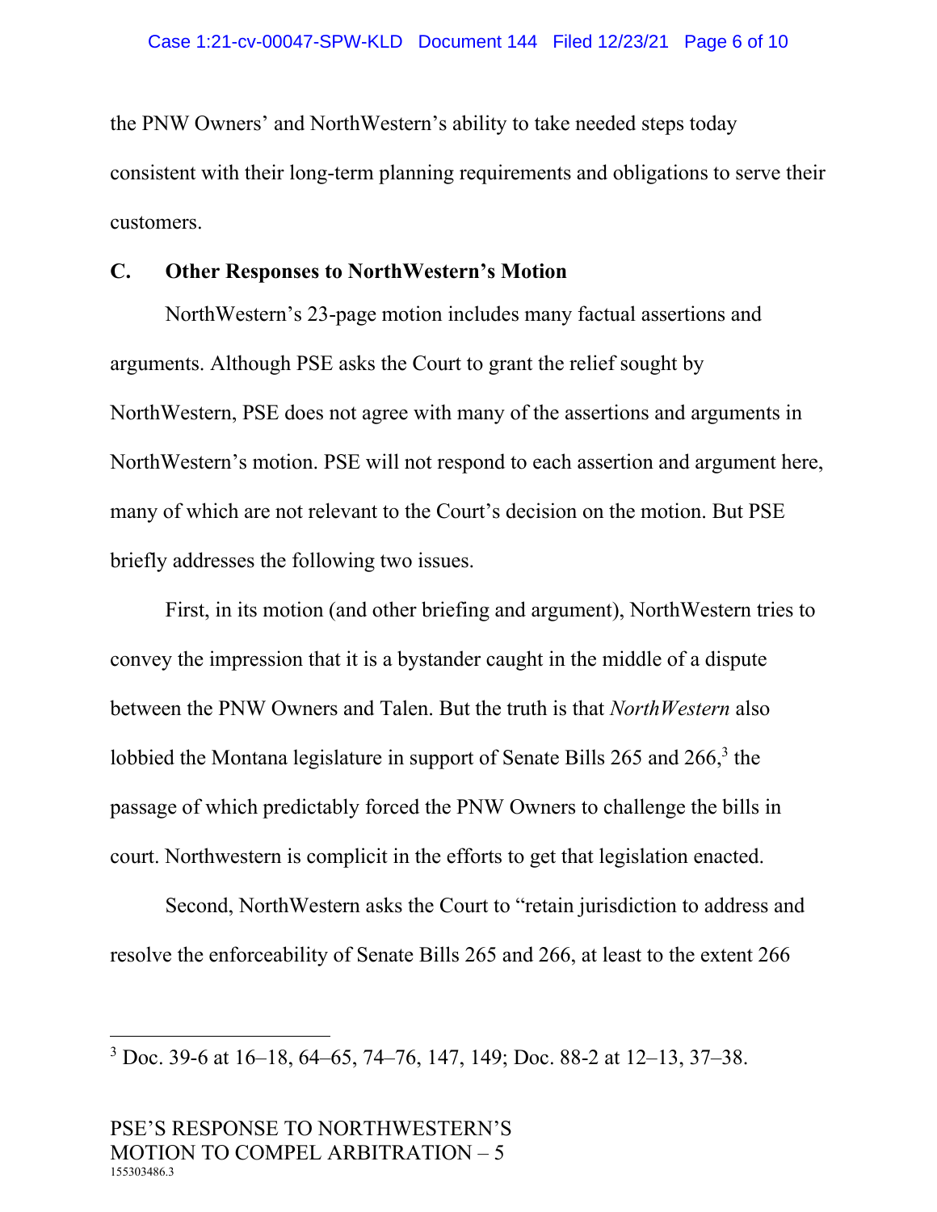the PNW Owners' and NorthWestern's ability to take needed steps today consistent with their long-term planning requirements and obligations to serve their customers.

## C. Other Responses to NorthWestern's Motion

NorthWestern's 23-page motion includes many factual assertions and arguments. Although PSE asks the Court to grant the relief sought by NorthWestern, PSE does not agree with many of the assertions and arguments in NorthWestern's motion. PSE will not respond to each assertion and argument here, many of which are not relevant to the Court's decision on the motion. But PSE briefly addresses the following two issues.

First, in its motion (and other briefing and argument), NorthWestern tries to convey the impression that it is a bystander caught in the middle of a dispute between the PNW Owners and Talen. But the truth is that *NorthWestern* also lobbied the Montana legislature in support of Senate Bills 265 and 266,[3] the passage of which predictably forced the PNW Owners to challenge the bills in court. Northwestern is complicit in the efforts to get that legislation enacted.

Second, NorthWestern asks the Court to "retain jurisdiction to address and resolve the enforceability of Senate Bills 265 and 266, at least to the extent 266

[3] Doc. 39-6 at 16–18, 64–65, 74–76, 147, 149; Doc. 88-2 at 12–13, 37–38.

PSE'S RESPONSE TO NORTHWESTERN'S MOTION TO COMPEL ARBITRATION – 5
155303486.3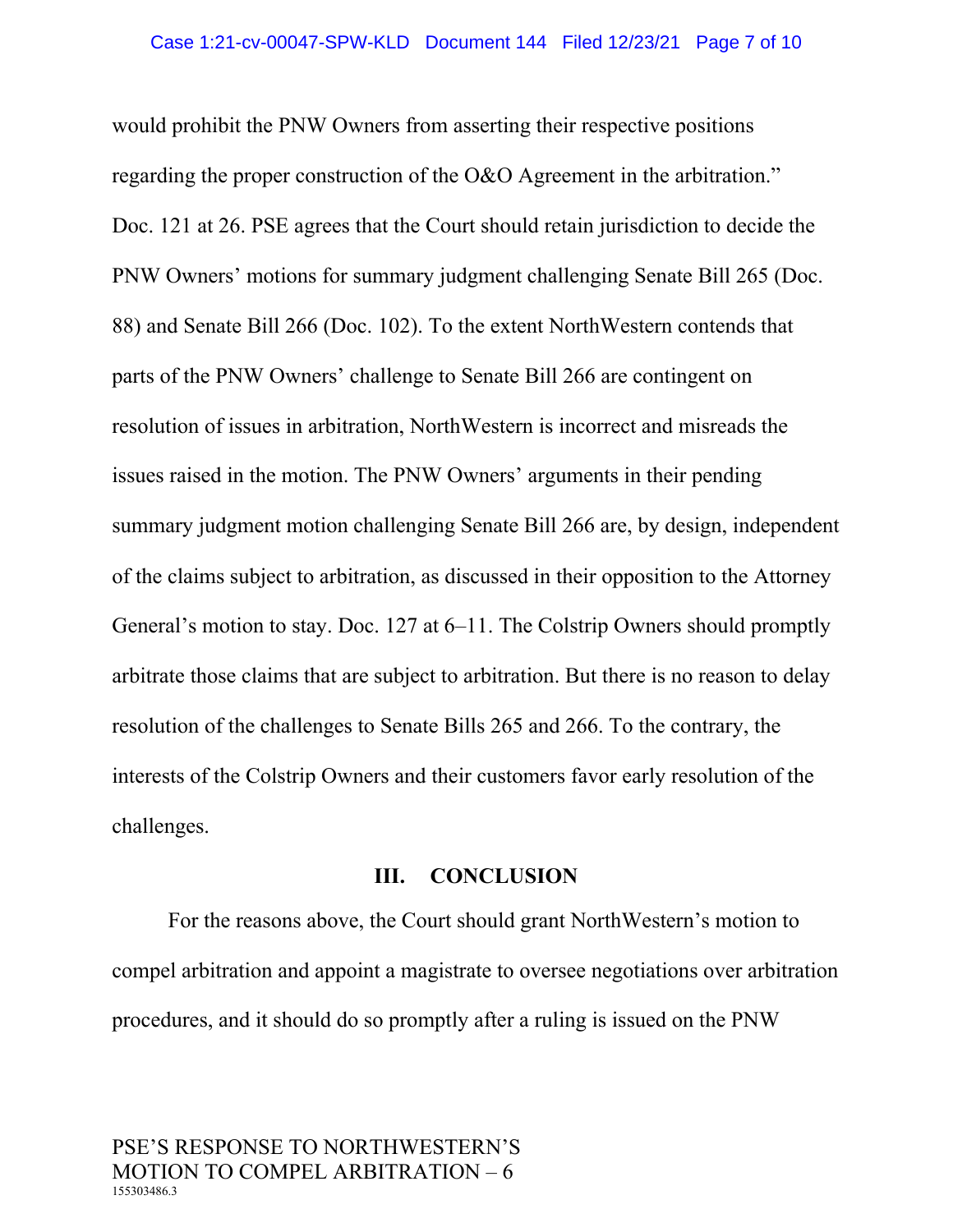would prohibit the PNW Owners from asserting their respective positions regarding the proper construction of the O&O Agreement in the arbitration." Doc. 121 at 26. PSE agrees that the Court should retain jurisdiction to decide the PNW Owners' motions for summary judgment challenging Senate Bill 265 (Doc. 88) and Senate Bill 266 (Doc. 102). To the extent NorthWestern contends that parts of the PNW Owners' challenge to Senate Bill 266 are contingent on resolution of issues in arbitration, NorthWestern is incorrect and misreads the issues raised in the motion. The PNW Owners' arguments in their pending summary judgment motion challenging Senate Bill 266 are, by design, independent of the claims subject to arbitration, as discussed in their opposition to the Attorney General's motion to stay. Doc. 127 at 6–11. The Colstrip Owners should promptly arbitrate those claims that are subject to arbitration. But there is no reason to delay resolution of the challenges to Senate Bills 265 and 266. To the contrary, the interests of the Colstrip Owners and their customers favor early resolution of the challenges.

## III. CONCLUSION

For the reasons above, the Court should grant NorthWestern's motion to compel arbitration and appoint a magistrate to oversee negotiations over arbitration procedures, and it should do so promptly after a ruling is issued on the PNW

PSE'S RESPONSE TO NORTHWESTERN'S MOTION TO COMPEL ARBITRATION – 6
155303486.3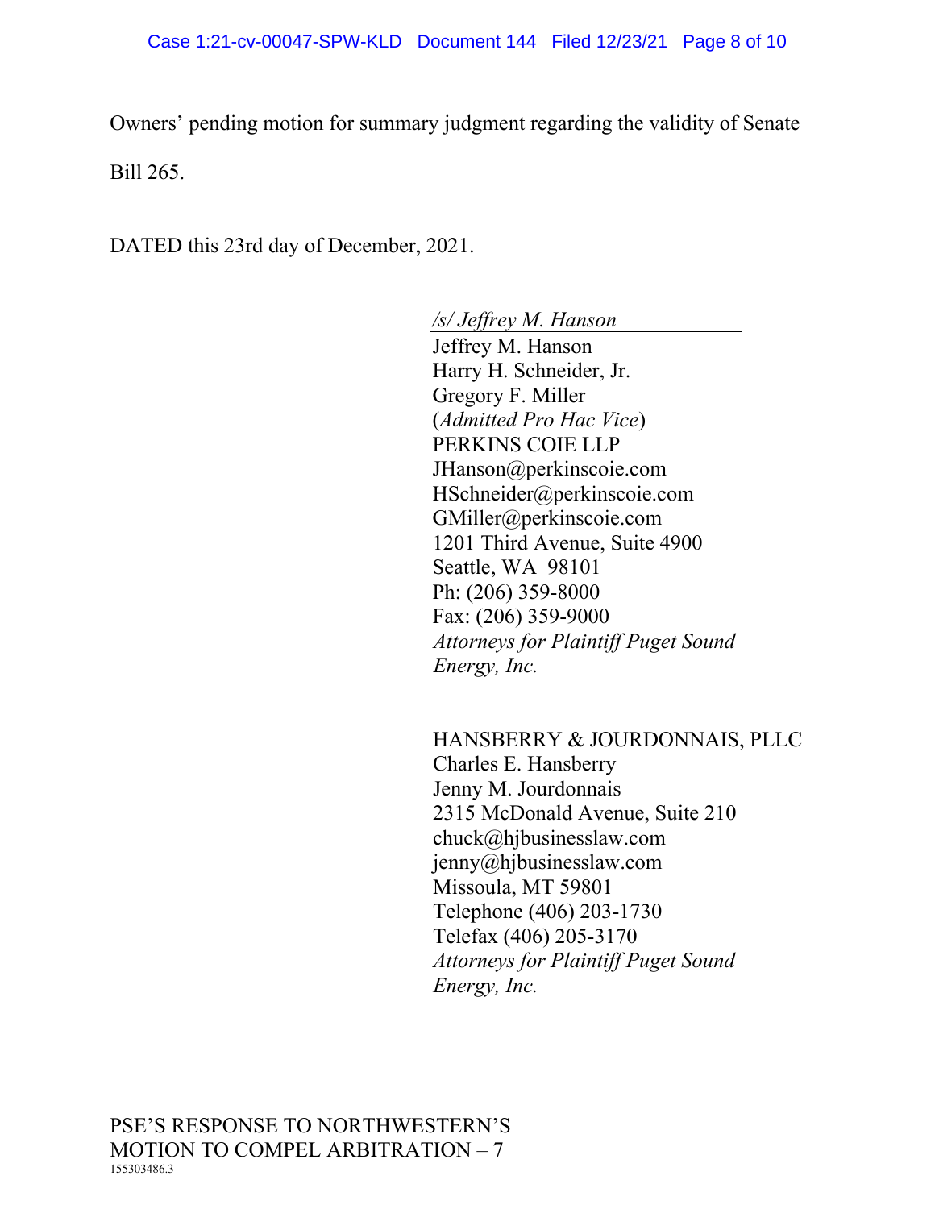Owners' pending motion for summary judgment regarding the validity of Senate Bill 265.

DATED this 23rd day of December, 2021.

*/s/ Jeffrey M. Hanson*
Jeffrey M. Hanson
Harry H. Schneider, Jr.
Gregory F. Miller
(*Admitted Pro Hac Vice*)
PERKINS COIE LLP
JHanson@perkinscoie.com
HSchneider@perkinscoie.com
GMiller@perkinscoie.com
1201 Third Avenue, Suite 4900
Seattle, WA 98101
Ph: (206) 359-8000
Fax: (206) 359-9000
*Attorneys for Plaintiff Puget Sound Energy, Inc.*

HANSBERRY & JOURDONNAIS, PLLC
Charles E. Hansberry
Jenny M. Jourdonnais
2315 McDonald Avenue, Suite 210
chuck@hjbusinesslaw.com
jenny@hjbusinesslaw.com
Missoula, MT 59801
Telephone (406) 203-1730
Telefax (406) 205-3170
*Attorneys for Plaintiff Puget Sound Energy, Inc.*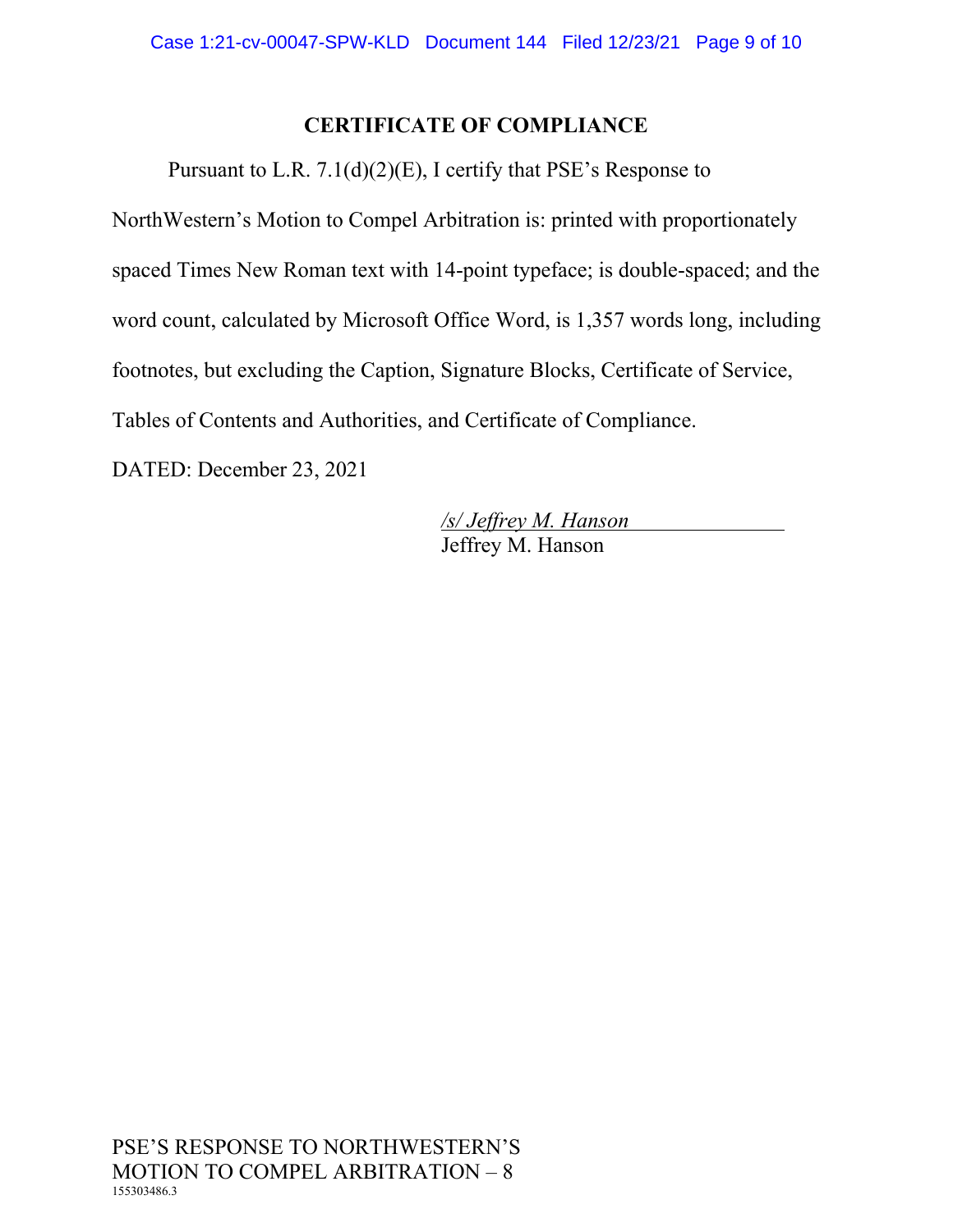## CERTIFICATE OF COMPLIANCE

Pursuant to L.R. 7.1(d)(2)(E), I certify that PSE's Response to NorthWestern's Motion to Compel Arbitration is: printed with proportionately spaced Times New Roman text with 14-point typeface; is double-spaced; and the word count, calculated by Microsoft Office Word, is 1,357 words long, including footnotes, but excluding the Caption, Signature Blocks, Certificate of Service, Tables of Contents and Authorities, and Certificate of Compliance.

DATED: December 23, 2021

*/s/ Jeffrey M. Hanson*
Jeffrey M. Hanson

PSE'S RESPONSE TO NORTHWESTERN'S MOTION TO COMPEL ARBITRATION – 8
155303486.3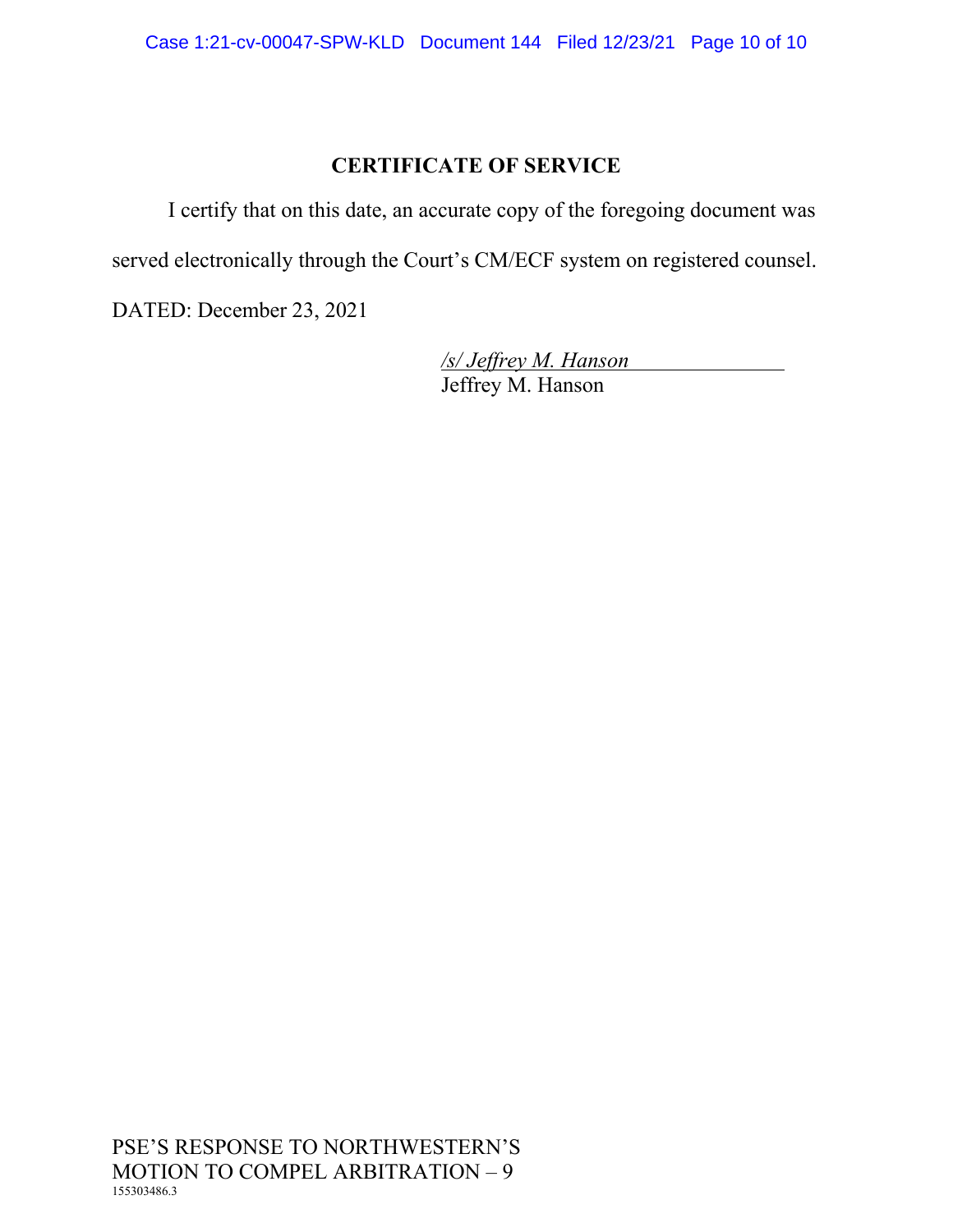## CERTIFICATE OF SERVICE

I certify that on this date, an accurate copy of the foregoing document was served electronically through the Court's CM/ECF system on registered counsel.

DATED: December 23, 2021

*/s/ Jeffrey M. Hanson*
Jeffrey M. Hanson